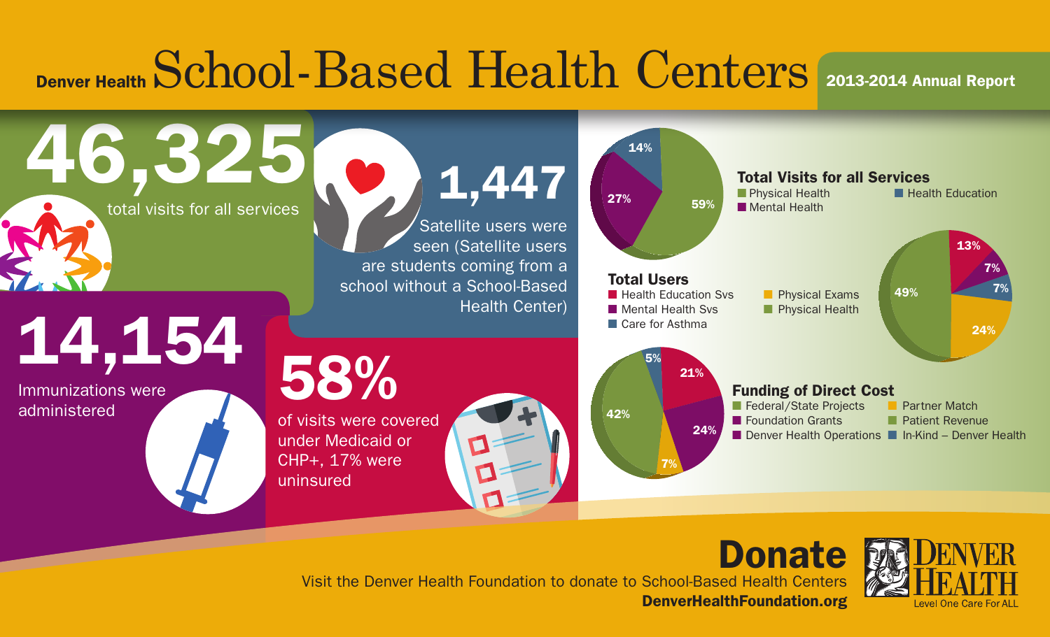# Denver Health School-Based Health Centers

**2013-2014 Annual Report**

**46,325**
total visits for all services

**1,447**
Satellite users were seen (Satellite users are students coming from a school without a School-Based Health Center)

**14,154**
Immunizations were administered

**58%**
of visits were covered under Medicaid or CHP+, 17% were uninsured

## Total Visits for all Services

- Physical Health: 59%
- Mental Health: 27%
- Health Education: 14%

## Total Users

- Health Education Svs: 13%
- Mental Health Svs: 7%
- Care for Asthma: 7%
- Physical Exams: 24%
- Physical Health: 49%

## Funding of Direct Cost

- Federal/State Projects: 21%
- Foundation Grants: 24%
- Denver Health Operations
- Partner Match: 7%
- Patient Revenue: 42%
- In-Kind – Denver Health: 5%

## Donate

Visit the Denver Health Foundation to donate to School-Based Health Centers

**DenverHealthFoundation.org**

DENVER HEALTH
Level One Care For ALL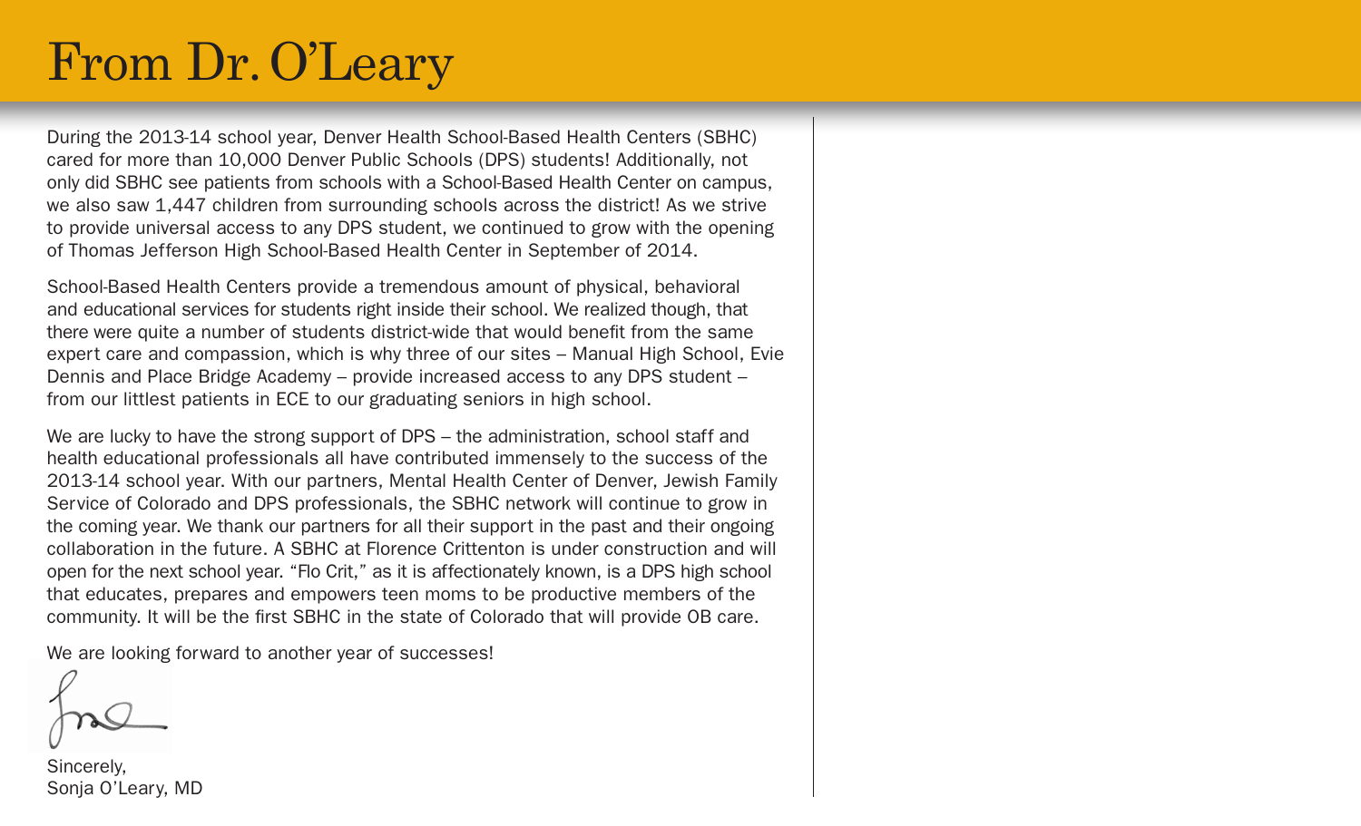# From Dr. O'Leary

During the 2013-14 school year, Denver Health School-Based Health Centers (SBHC) cared for more than 10,000 Denver Public Schools (DPS) students! Additionally, not only did SBHC see patients from schools with a School-Based Health Center on campus, we also saw 1,447 children from surrounding schools across the district! As we strive to provide universal access to any DPS student, we continued to grow with the opening of Thomas Jefferson High School-Based Health Center in September of 2014.

School-Based Health Centers provide a tremendous amount of physical, behavioral and educational services for students right inside their school. We realized though, that there were quite a number of students district-wide that would benefit from the same expert care and compassion, which is why three of our sites – Manual High School, Evie Dennis and Place Bridge Academy – provide increased access to any DPS student – from our littlest patients in ECE to our graduating seniors in high school.

We are lucky to have the strong support of DPS – the administration, school staff and health educational professionals all have contributed immensely to the success of the 2013-14 school year. With our partners, Mental Health Center of Denver, Jewish Family Service of Colorado and DPS professionals, the SBHC network will continue to grow in the coming year. We thank our partners for all their support in the past and their ongoing collaboration in the future. A SBHC at Florence Crittenton is under construction and will open for the next school year. "Flo Crit," as it is affectionately known, is a DPS high school that educates, prepares and empowers teen moms to be productive members of the community. It will be the first SBHC in the state of Colorado that will provide OB care.

We are looking forward to another year of successes!

Sincerely,
Sonja O'Leary, MD